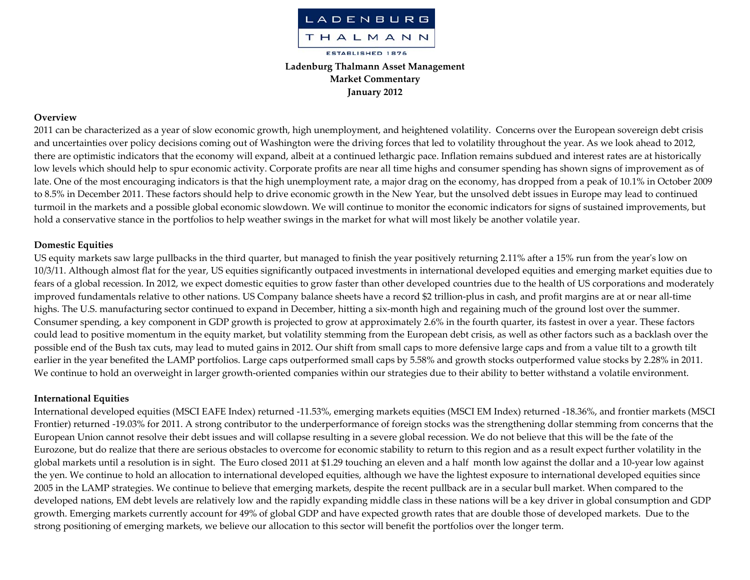LADENBURG THALMANN

ESTABLISHED 1876

**Ladenburg Thalmann Asset Management**
**Market Commentary**
**January 2012**

## Overview

2011 can be characterized as a year of slow economic growth, high unemployment, and heightened volatility. Concerns over the European sovereign debt crisis and uncertainties over policy decisions coming out of Washington were the driving forces that led to volatility throughout the year. As we look ahead to 2012, there are optimistic indicators that the economy will expand, albeit at a continued lethargic pace. Inflation remains subdued and interest rates are at historically low levels which should help to spur economic activity. Corporate profits are near all time highs and consumer spending has shown signs of improvement as of late. One of the most encouraging indicators is that the high unemployment rate, a major drag on the economy, has dropped from a peak of 10.1% in October 2009 to 8.5% in December 2011. These factors should help to drive economic growth in the New Year, but the unsolved debt issues in Europe may lead to continued turmoil in the markets and a possible global economic slowdown. We will continue to monitor the economic indicators for signs of sustained improvements, but hold a conservative stance in the portfolios to help weather swings in the market for what will most likely be another volatile year.

## Domestic Equities

US equity markets saw large pullbacks in the third quarter, but managed to finish the year positively returning 2.11% after a 15% run from the year's low on 10/3/11. Although almost flat for the year, US equities significantly outpaced investments in international developed equities and emerging market equities due to fears of a global recession. In 2012, we expect domestic equities to grow faster than other developed countries due to the health of US corporations and moderately improved fundamentals relative to other nations. US Company balance sheets have a record $2 trillion-plus in cash, and profit margins are at or near all-time highs. The U.S. manufacturing sector continued to expand in December, hitting a six-month high and regaining much of the ground lost over the summer. Consumer spending, a key component in GDP growth is projected to grow at approximately 2.6% in the fourth quarter, its fastest in over a year. These factors could lead to positive momentum in the equity market, but volatility stemming from the European debt crisis, as well as other factors such as a backlash over the possible end of the Bush tax cuts, may lead to muted gains in 2012. Our shift from small caps to more defensive large caps and from a value tilt to a growth tilt earlier in the year benefited the LAMP portfolios. Large caps outperformed small caps by 5.58% and growth stocks outperformed value stocks by 2.28% in 2011. We continue to hold an overweight in larger growth-oriented companies within our strategies due to their ability to better withstand a volatile environment.

## International Equities

International developed equities (MSCI EAFE Index) returned -11.53%, emerging markets equities (MSCI EM Index) returned -18.36%, and frontier markets (MSCI Frontier) returned -19.03% for 2011. A strong contributor to the underperformance of foreign stocks was the strengthening dollar stemming from concerns that the European Union cannot resolve their debt issues and will collapse resulting in a severe global recession. We do not believe that this will be the fate of the Eurozone, but do realize that there are serious obstacles to overcome for economic stability to return to this region and as a result expect further volatility in the global markets until a resolution is in sight. The Euro closed 2011 at $1.29 touching an eleven and a half month low against the dollar and a 10-year low against the yen. We continue to hold an allocation to international developed equities, although we have the lightest exposure to international developed equities since 2005 in the LAMP strategies. We continue to believe that emerging markets, despite the recent pullback are in a secular bull market. When compared to the developed nations, EM debt levels are relatively low and the rapidly expanding middle class in these nations will be a key driver in global consumption and GDP growth. Emerging markets currently account for 49% of global GDP and have expected growth rates that are double those of developed markets. Due to the strong positioning of emerging markets, we believe our allocation to this sector will benefit the portfolios over the longer term.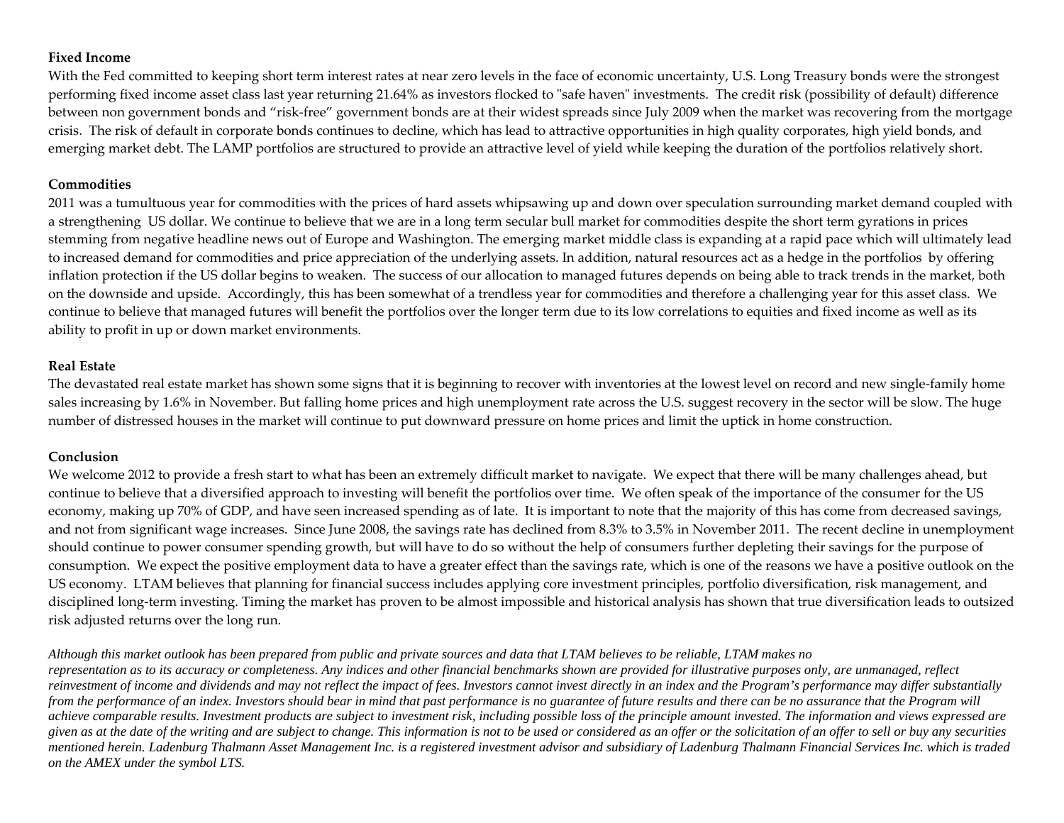**Fixed Income**

With the Fed committed to keeping short term interest rates at near zero levels in the face of economic uncertainty, U.S. Long Treasury bonds were the strongest performing fixed income asset class last year returning 21.64% as investors flocked to "safe haven" investments. The credit risk (possibility of default) difference between non government bonds and "risk-free" government bonds are at their widest spreads since July 2009 when the market was recovering from the mortgage crisis. The risk of default in corporate bonds continues to decline, which has lead to attractive opportunities in high quality corporates, high yield bonds, and emerging market debt. The LAMP portfolios are structured to provide an attractive level of yield while keeping the duration of the portfolios relatively short.

**Commodities**

2011 was a tumultuous year for commodities with the prices of hard assets whipsawing up and down over speculation surrounding market demand coupled with a strengthening US dollar. We continue to believe that we are in a long term secular bull market for commodities despite the short term gyrations in prices stemming from negative headline news out of Europe and Washington. The emerging market middle class is expanding at a rapid pace which will ultimately lead to increased demand for commodities and price appreciation of the underlying assets. In addition, natural resources act as a hedge in the portfolios by offering inflation protection if the US dollar begins to weaken. The success of our allocation to managed futures depends on being able to track trends in the market, both on the downside and upside. Accordingly, this has been somewhat of a trendless year for commodities and therefore a challenging year for this asset class. We continue to believe that managed futures will benefit the portfolios over the longer term due to its low correlations to equities and fixed income as well as its ability to profit in up or down market environments.

**Real Estate**

The devastated real estate market has shown some signs that it is beginning to recover with inventories at the lowest level on record and new single-family home sales increasing by 1.6% in November. But falling home prices and high unemployment rate across the U.S. suggest recovery in the sector will be slow. The huge number of distressed houses in the market will continue to put downward pressure on home prices and limit the uptick in home construction.

**Conclusion**

We welcome 2012 to provide a fresh start to what has been an extremely difficult market to navigate. We expect that there will be many challenges ahead, but continue to believe that a diversified approach to investing will benefit the portfolios over time. We often speak of the importance of the consumer for the US economy, making up 70% of GDP, and have seen increased spending as of late. It is important to note that the majority of this has come from decreased savings, and not from significant wage increases. Since June 2008, the savings rate has declined from 8.3% to 3.5% in November 2011. The recent decline in unemployment should continue to power consumer spending growth, but will have to do so without the help of consumers further depleting their savings for the purpose of consumption. We expect the positive employment data to have a greater effect than the savings rate, which is one of the reasons we have a positive outlook on the US economy. LTAM believes that planning for financial success includes applying core investment principles, portfolio diversification, risk management, and disciplined long-term investing. Timing the market has proven to be almost impossible and historical analysis has shown that true diversification leads to outsized risk adjusted returns over the long run.

*Although this market outlook has been prepared from public and private sources and data that LTAM believes to be reliable, LTAM makes no representation as to its accuracy or completeness. Any indices and other financial benchmarks shown are provided for illustrative purposes only, are unmanaged, reflect reinvestment of income and dividends and may not reflect the impact of fees. Investors cannot invest directly in an index and the Program's performance may differ substantially from the performance of an index. Investors should bear in mind that past performance is no guarantee of future results and there can be no assurance that the Program will achieve comparable results. Investment products are subject to investment risk, including possible loss of the principle amount invested. The information and views expressed are given as at the date of the writing and are subject to change. This information is not to be used or considered as an offer or the solicitation of an offer to sell or buy any securities mentioned herein. Ladenburg Thalmann Asset Management Inc. is a registered investment advisor and subsidiary of Ladenburg Thalmann Financial Services Inc. which is traded on the AMEX under the symbol LTS.*